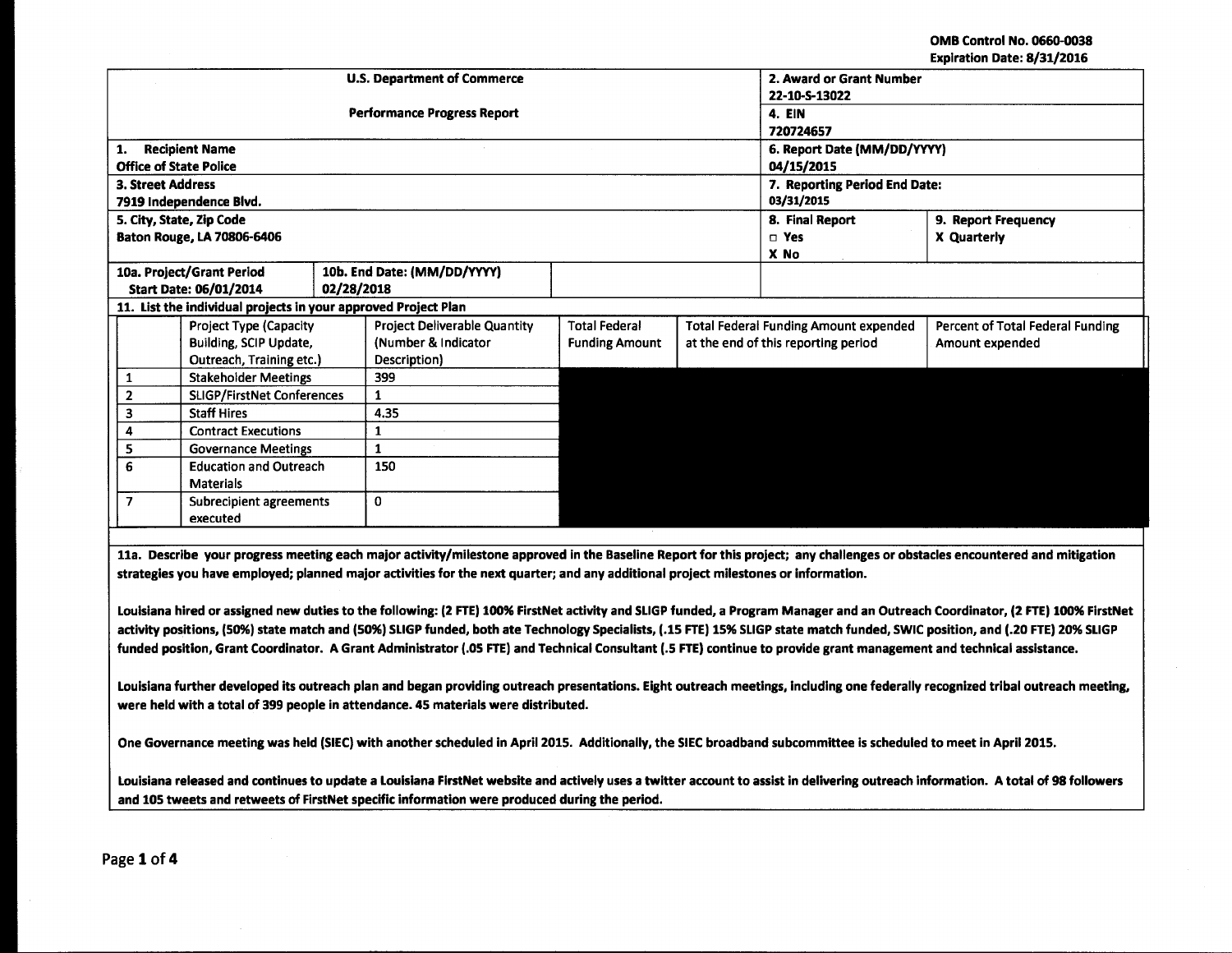OMB Control No. 0660-0038
Expiration Date: 8/31/2016

| U.S. Department of Commerce | 2. Award or Grant Number |
|---|---|
| | 22-10-S-13022 |
| Performance Progress Report | 4. EIN |
| | 720724657 |

| | |
|---|---|
| 1. Recipient Name<br>Office of State Police | 6. Report Date (MM/DD/YYYY)<br>04/15/2015 |
| 3. Street Address<br>7919 Independence Blvd. | 7. Reporting Period End Date:<br>03/31/2015 |
| 5. City, State, Zip Code<br>Baton Rouge, LA 70806-6406 | 8. Final Report<br>□ Yes<br>X No |
| | 9. Report Frequency<br>X Quarterly |
| 10a. Project/Grant Period<br>Start Date: 06/01/2014 | 10b. End Date: (MM/DD/YYYY)<br>02/28/2018 |

11. List the individual projects in your approved Project Plan

| | Project Type (Capacity Building, SCIP Update, Outreach, Training etc.) | Project Deliverable Quantity (Number & Indicator Description) | Total Federal Funding Amount | Total Federal Funding Amount expended at the end of this reporting period | Percent of Total Federal Funding Amount expended |
|---|---|---|---|---|---|
| 1 | Stakeholder Meetings | 399 | | | |
| 2 | SLIGP/FirstNet Conferences | 1 | | | |
| 3 | Staff Hires | 4.35 | | | |
| 4 | Contract Executions | 1 | | | |
| 5 | Governance Meetings | 1 | | | |
| 6 | Education and Outreach Materials | 150 | | | |
| 7 | Subrecipient agreements executed | 0 | | | |

**11a. Describe your progress meeting each major activity/milestone approved in the Baseline Report for this project; any challenges or obstacles encountered and mitigation strategies you have employed; planned major activities for the next quarter; and any additional project milestones or information.**

Louisiana hired or assigned new duties to the following: (2 FTE) 100% FirstNet activity and SLIGP funded, a Program Manager and an Outreach Coordinator, (2 FTE) 100% FirstNet activity positions, (50%) state match and (50%) SLIGP funded, both ate Technology Specialists, (.15 FTE) 15% SLIGP state match funded, SWIC position, and (.20 FTE) 20% SLIGP funded position, Grant Coordinator. A Grant Administrator (.05 FTE) and Technical Consultant (.5 FTE) continue to provide grant management and technical assistance.

Louisiana further developed its outreach plan and began providing outreach presentations. Eight outreach meetings, including one federally recognized tribal outreach meeting, were held with a total of 399 people in attendance. 45 materials were distributed.

One Governance meeting was held (SIEC) with another scheduled in April 2015. Additionally, the SIEC broadband subcommittee is scheduled to meet in April 2015.

Louisiana released and continues to update a Louisiana FirstNet website and actively uses a twitter account to assist in delivering outreach information. A total of 98 followers and 105 tweets and retweets of FirstNet specific information were produced during the period.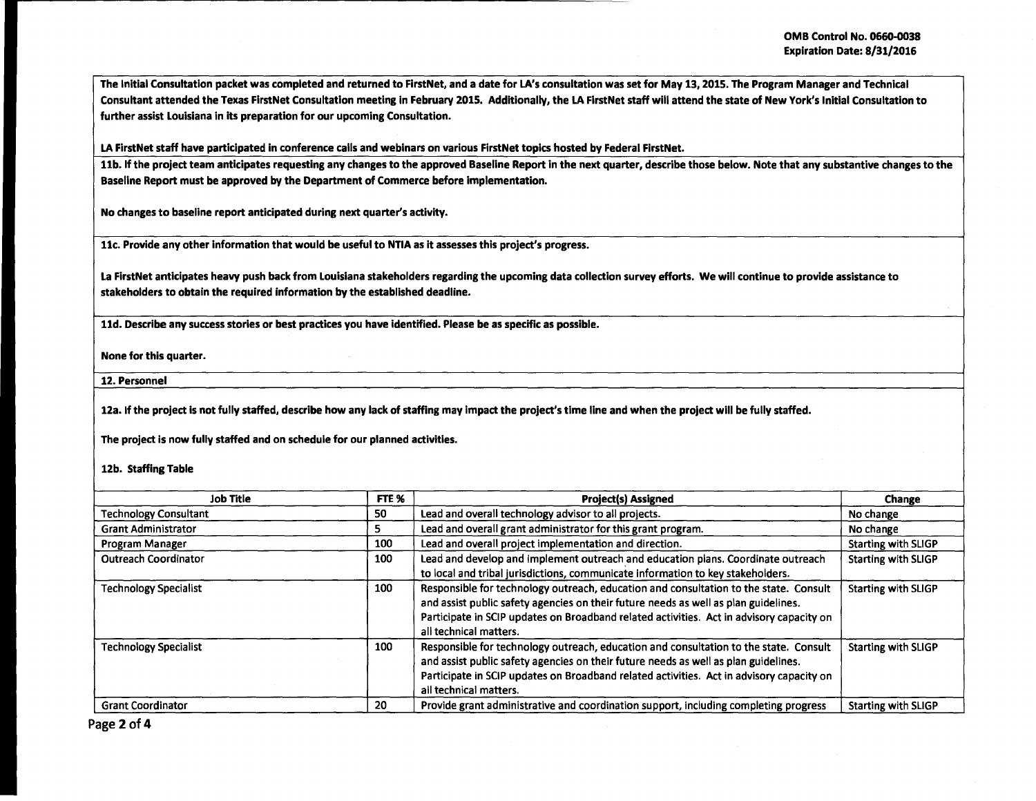**The Initial Consultation packet was completed and returned to FirstNet, and a date for LA's consultation was set for May 13, 2015. The Program Manager and Technical Consultant attended the Texas FirstNet Consultation meeting in February 2015. Additionally, the LA FirstNet staff will attend the state of New York's Initial Consultation to further assist Louisiana in its preparation for our upcoming Consultation.**

**LA FirstNet staff have participated in conference calls and webinars on various FirstNet topics hosted by Federal FirstNet.**

**11b. If the project team anticipates requesting any changes to the approved Baseline Report in the next quarter, describe those below. Note that any substantive changes to the Baseline Report must be approved by the Department of Commerce before implementation.**

**No changes to baseline report anticipated during next quarter's activity.**

**11c. Provide any other information that would be useful to NTIA as it assesses this project's progress.**

**La FirstNet anticipates heavy push back from Louisiana stakeholders regarding the upcoming data collection survey efforts. We will continue to provide assistance to stakeholders to obtain the required information by the established deadline.**

**11d. Describe any success stories or best practices you have identified. Please be as specific as possible.**

**None for this quarter.**

**12. Personnel**

**12a. If the project is not fully staffed, describe how any lack of staffing may impact the project's time line and when the project will be fully staffed.**

**The project is now fully staffed and on schedule for our planned activities.**

**12b. Staffing Table**

| Job Title | FTE % | Project(s) Assigned | Change |
|---|---|---|---|
| Technology Consultant | 50 | Lead and overall technology advisor to all projects. | No change |
| Grant Administrator | 5 | Lead and overall grant administrator for this grant program. | No change |
| Program Manager | 100 | Lead and overall project implementation and direction. | Starting with SLIGP |
| Outreach Coordinator | 100 | Lead and develop and implement outreach and education plans. Coordinate outreach to local and tribal jurisdictions, communicate information to key stakeholders. | Starting with SLIGP |
| Technology Specialist | 100 | Responsible for technology outreach, education and consultation to the state. Consult and assist public safety agencies on their future needs as well as plan guidelines. Participate in SCIP updates on Broadband related activities. Act in advisory capacity on all technical matters. | Starting with SLIGP |
| Technology Specialist | 100 | Responsible for technology outreach, education and consultation to the state. Consult and assist public safety agencies on their future needs as well as plan guidelines. Participate in SCIP updates on Broadband related activities. Act in advisory capacity on all technical matters. | Starting with SLIGP |
| Grant Coordinator | 20 | Provide grant administrative and coordination support, including completing progress | Starting with SLIGP |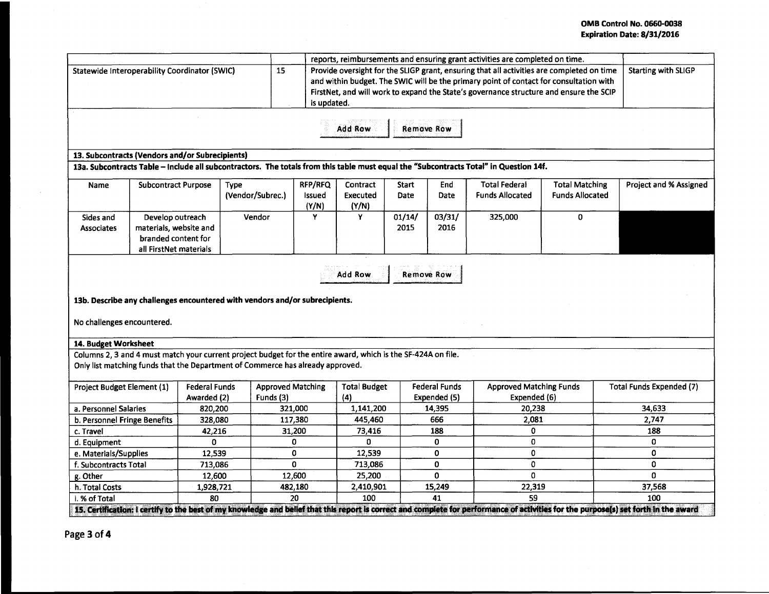| | | | |
|---|---|---|---|
| | | reports, reimbursements and ensuring grant activities are completed on time. | |
| Statewide Interoperability Coordinator (SWIC) | 15 | Provide oversight for the SLIGP grant, ensuring that all activities are completed on time and within budget. The SWIC will be the primary point of contact for consultation with FirstNet, and will work to expand the State's governance structure and ensure the SCIP is updated. | Starting with SLIGP |

Add Row | Remove Row

**13. Subcontracts (Vendors and/or Subrecipients)**

**13a. Subcontracts Table – Include all subcontractors. The totals from this table must equal the "Subcontracts Total" in Question 14f.**

| Name | Subcontract Purpose | Type (Vendor/Subrec.) | RFP/RFQ Issued (Y/N) | Contract Executed (Y/N) | Start Date | End Date | Total Federal Funds Allocated | Total Matching Funds Allocated | Project and % Assigned |
|---|---|---|---|---|---|---|---|---|---|
| Sides and Associates | Develop outreach materials, website and branded content for all FirstNet materials | Vendor | Y | Y | 01/14/2015 | 03/31/2016 | 325,000 | 0 | |

Add Row | Remove Row

**13b. Describe any challenges encountered with vendors and/or subrecipients.**

No challenges encountered.

**14. Budget Worksheet**

Columns 2, 3 and 4 must match your current project budget for the entire award, which is the SF-424A on file.
Only list matching funds that the Department of Commerce has already approved.

| Project Budget Element (1) | Federal Funds Awarded (2) | Approved Matching Funds (3) | Total Budget (4) | Federal Funds Expended (5) | Approved Matching Funds Expended (6) | Total Funds Expended (7) |
|---|---|---|---|---|---|---|
| a. Personnel Salaries | 820,200 | 321,000 | 1,141,200 | 14,395 | 20,238 | 34,633 |
| b. Personnel Fringe Benefits | 328,080 | 117,380 | 445,460 | 666 | 2,081 | 2,747 |
| c. Travel | 42,216 | 31,200 | 73,416 | 188 | 0 | 188 |
| d. Equipment | 0 | 0 | 0 | 0 | 0 | 0 |
| e. Materials/Supplies | 12,539 | 0 | 12,539 | 0 | 0 | 0 |
| f. Subcontracts Total | 713,086 | 0 | 713,086 | 0 | 0 | 0 |
| g. Other | 12,600 | 12,600 | 25,200 | 0 | 0 | 0 |
| h. Total Costs | 1,928,721 | 482,180 | 2,410,901 | 15,249 | 22,319 | 37,568 |
| i. % of Total | 80 | 20 | 100 | 41 | 59 | 100 |

**15. Certification: I certify to the best of my knowledge and belief that this report is correct and complete for performance of activities for the purpose(s) set forth in the award**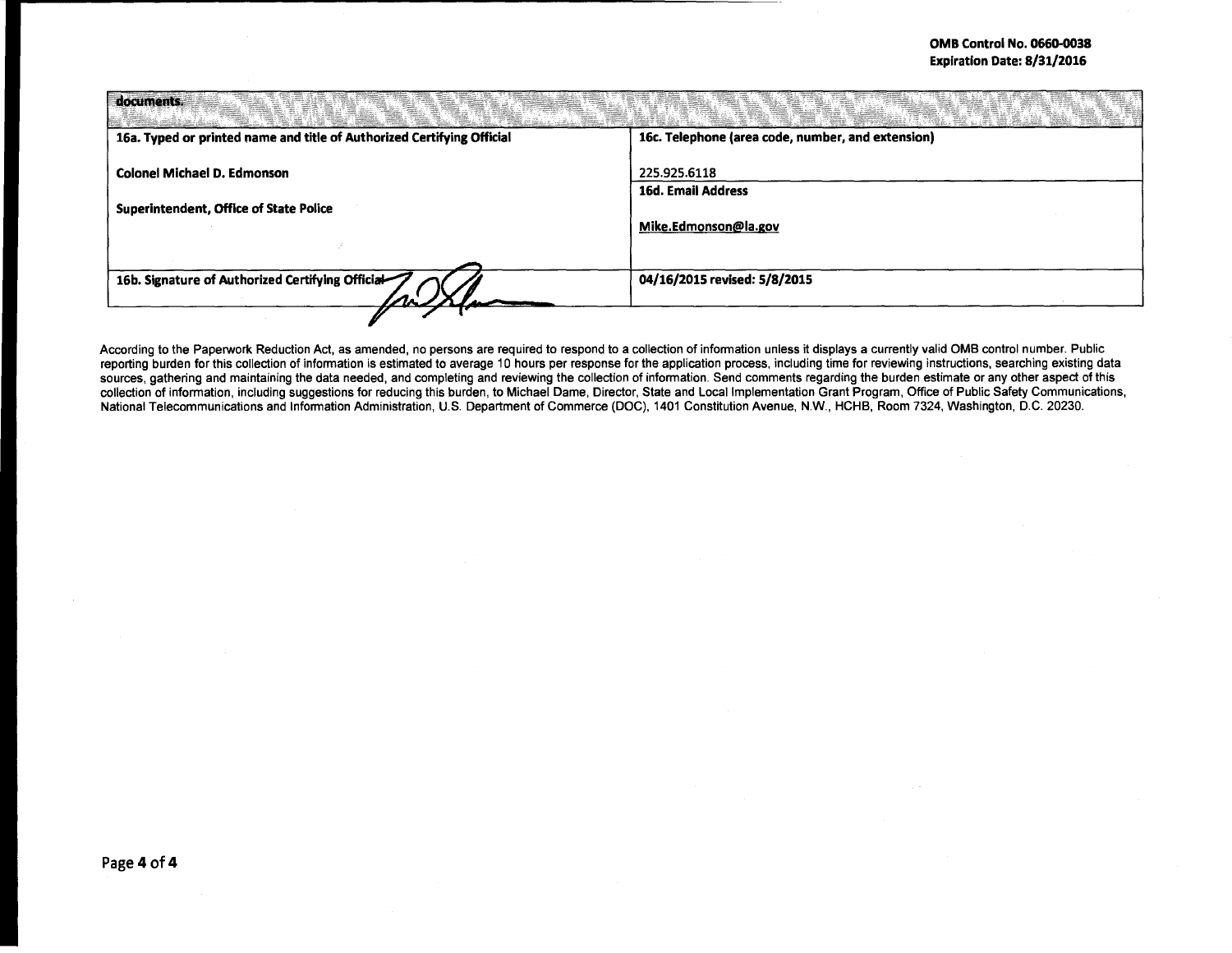| documents. | |
| --- | --- |
| **16a. Typed or printed name and title of Authorized Certifying Official**<br><br>**Colonel Michael D. Edmonson**<br><br>**Superintendent, Office of State Police** | **16c. Telephone (area code, number, and extension)**<br><br>225.925.6118<br><br>**16d. Email Address**<br><br>**Mike.Edmonson@la.gov** |
| **16b. Signature of Authorized Certifying Official** | **04/16/2015 revised: 5/8/2015** |

According to the Paperwork Reduction Act, as amended, no persons are required to respond to a collection of information unless it displays a currently valid OMB control number. Public reporting burden for this collection of information is estimated to average 10 hours per response for the application process, including time for reviewing instructions, searching existing data sources, gathering and maintaining the data needed, and completing and reviewing the collection of information. Send comments regarding the burden estimate or any other aspect of this collection of information, including suggestions for reducing this burden, to Michael Dame, Director, State and Local Implementation Grant Program, Office of Public Safety Communications, National Telecommunications and Information Administration, U.S. Department of Commerce (DOC), 1401 Constitution Avenue, N.W., HCHB, Room 7324, Washington, D.C. 20230.